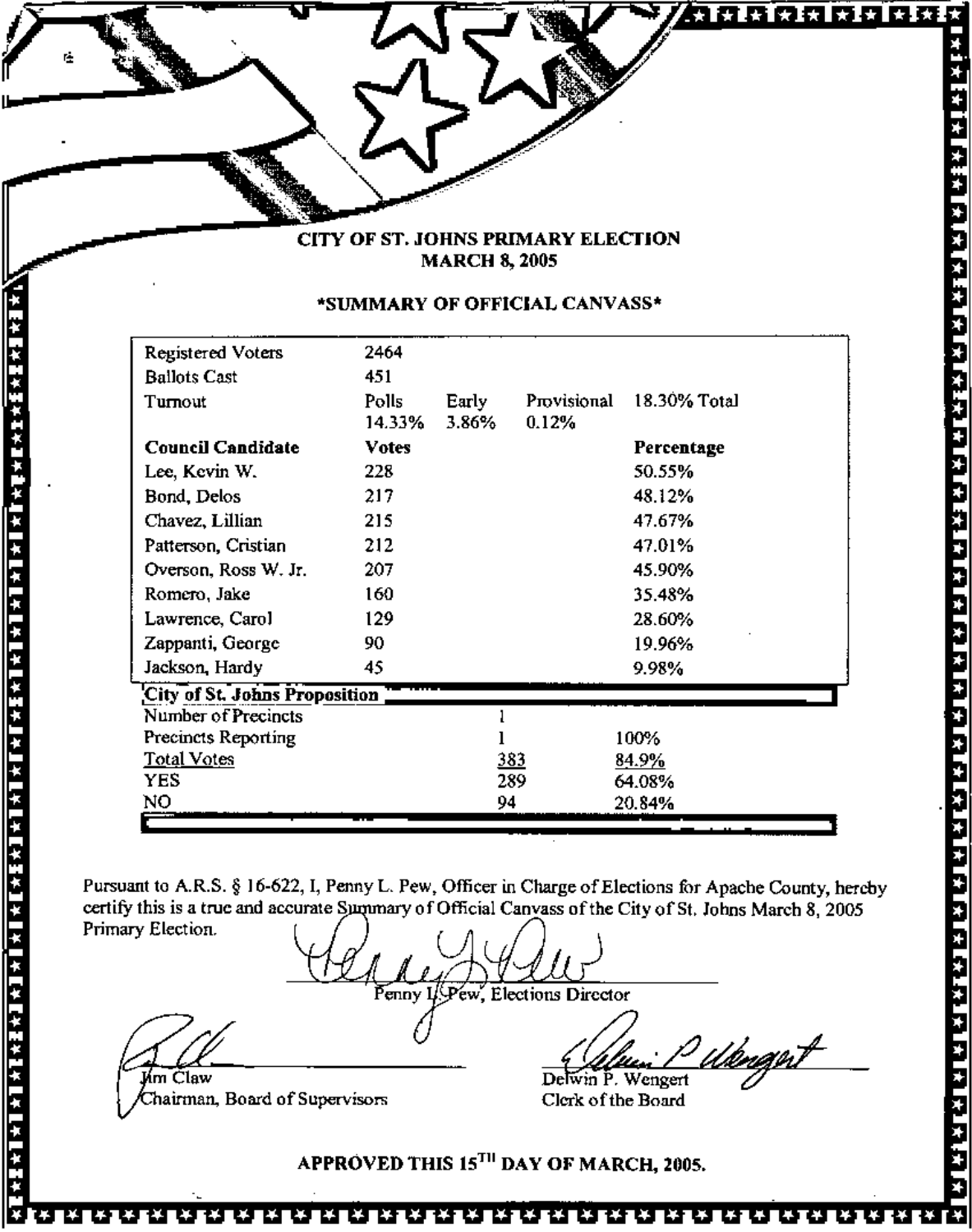# CITY OF ST. JOHNS PRIMARY ELECTION
## MARCH 8, 2005

### *SUMMARY OF OFFICIAL CANVASS*

| | | | | |
|---|---|---|---|---|
| Registered Voters | 2464 | | | |
| Ballots Cast | 451 | | | |
| Turnout | Polls 14.33% | Early 3.86% | Provisional 0.12% | 18.30% Total |
| **Council Candidate** | **Votes** | | | **Percentage** |
| Lee, Kevin W. | 228 | | | 50.55% |
| Bond, Delos | 217 | | | 48.12% |
| Chavez, Lillian | 215 | | | 47.67% |
| Patterson, Cristian | 212 | | | 47.01% |
| Overson, Ross W. Jr. | 207 | | | 45.90% |
| Romero, Jake | 160 | | | 35.48% |
| Lawrence, Carol | 129 | | | 28.60% |
| Zappanti, George | 90 | | | 19.96% |
| Jackson, Hardy | 45 | | | 9.98% |

**City of St. Johns Proposition**

| | | |
|---|---|---|
| Number of Precincts | 1 | |
| Precincts Reporting | 1 | 100% |
| Total Votes | 383 | 84.9% |
| YES | 289 | 64.08% |
| NO | 94 | 20.84% |

Pursuant to A.R.S. § 16-622, I, Penny L. Pew, Officer in Charge of Elections for Apache County, hereby certify this is a true and accurate Summary of Official Canvass of the City of St. Johns March 8, 2005 Primary Election.

Penny L. Pew, Elections Director

Jim Claw
Chairman, Board of Supervisors

Delwin P. Wengert
Clerk of the Board

**APPROVED THIS 15TH DAY OF MARCH, 2005.**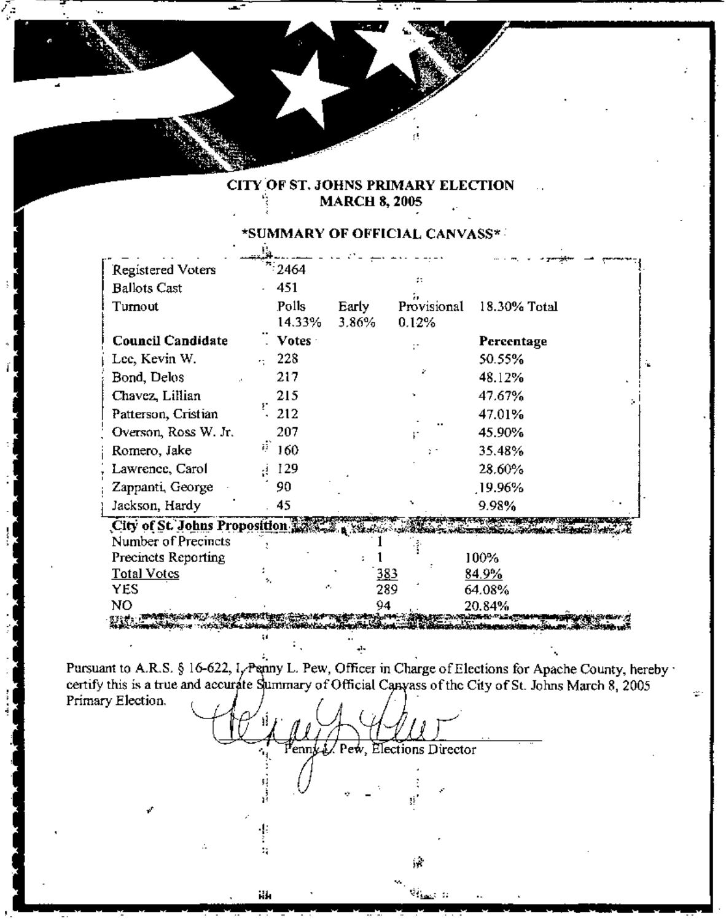# CITY OF ST. JOHNS PRIMARY ELECTION
## MARCH 8, 2005

### *SUMMARY OF OFFICIAL CANVASS*

| | | | | |
|---|---|---|---|---|
| Registered Voters | 2464 | | | |
| Ballots Cast | 451 | | | |
| Turnout | Polls 14.33% | Early 3.86% | Provisional 0.12% | 18.30% Total |
| **Council Candidate** | **Votes** | | | **Percentage** |
| Lee, Kevin W. | 228 | | | 50.55% |
| Bond, Delos | 217 | | | 48.12% |
| Chavez, Lillian | 215 | | | 47.67% |
| Patterson, Cristian | 212 | | | 47.01% |
| Overson, Ross W. Jr. | 207 | | | 45.90% |
| Romero, Jake | 160 | | | 35.48% |
| Lawrence, Carol | 129 | | | 28.60% |
| Zappanti, George | 90 | | | 19.96% |
| Jackson, Hardy | 45 | | | 9.98% |

**City of St. Johns Proposition**

| | | |
|---|---|---|
| Number of Precincts | 1 | |
| Precincts Reporting | 1 | 100% |
| Total Votes | 383 | 84.9% |
| YES | 289 | 64.08% |
| NO | 94 | 20.84% |

Pursuant to A.R.S. § 16-622, I, Penny L. Pew, Officer in Charge of Elections for Apache County, hereby certify this is a true and accurate Summary of Official Canvass of the City of St. Johns March 8, 2005 Primary Election.

Penny L. Pew, Elections Director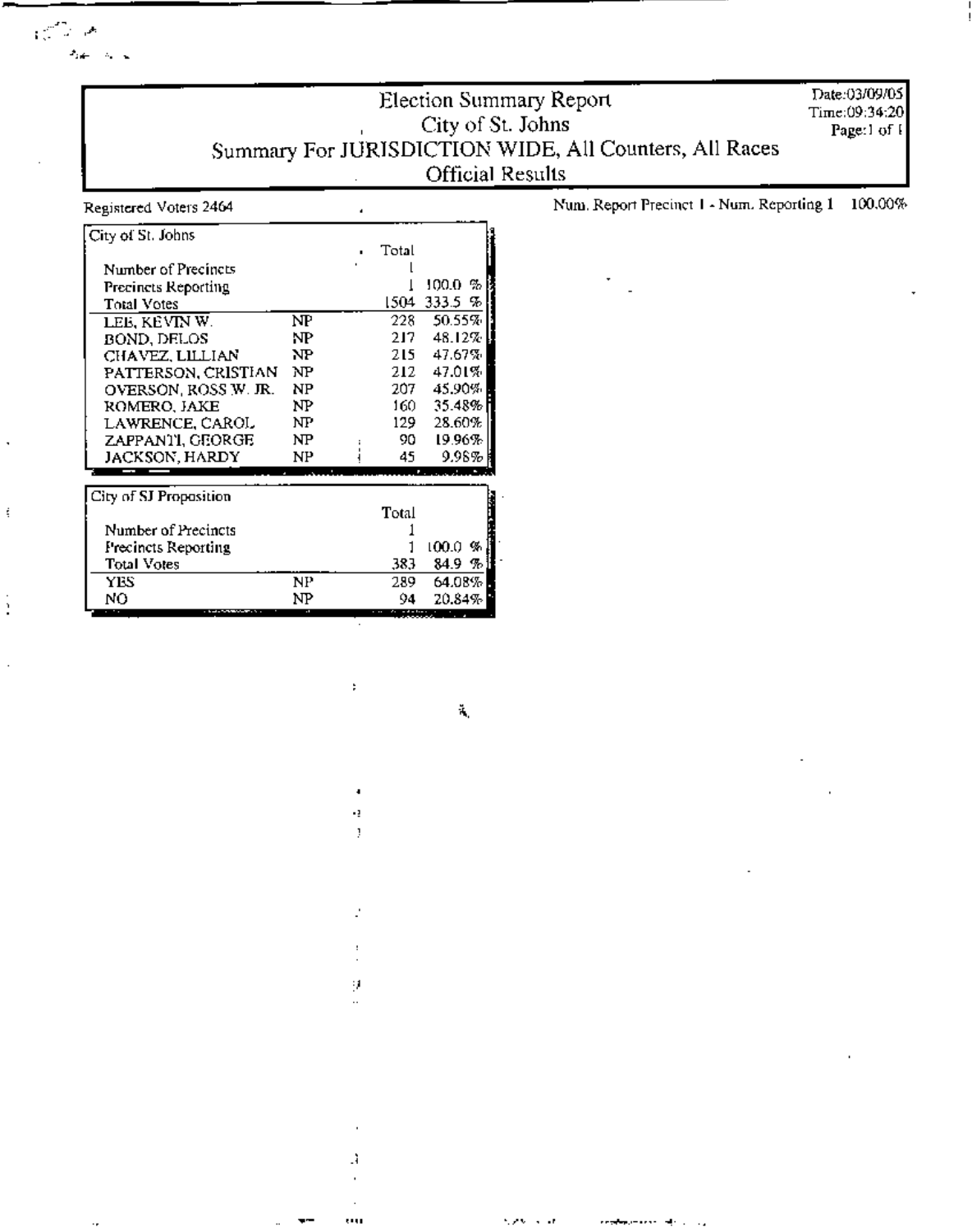# Election Summary Report

## City of St. Johns

## Summary For JURISDICTION WIDE, All Counters, All Races

## Official Results

Date:03/09/05
Time:09:34:20
Page:1 of 1

Registered Voters 2464

Num. Report Precinct 1 - Num. Reporting 1 100.00%

| City of St. Johns | | Total | |
|---|---|---|---|
| Number of Precincts | | 1 | |
| Precincts Reporting | | 1 | 100.0 % |
| Total Votes | | 1504 | 333.5 % |
| LEE, KEVIN W. | NP | 228 | 50.55% |
| BOND, DELOS | NP | 217 | 48.12% |
| CHAVEZ, LILLIAN | NP | 215 | 47.67% |
| PATTERSON, CRISTIAN | NP | 212 | 47.01% |
| OVERSON, ROSS W. JR. | NP | 207 | 45.90% |
| ROMERO, JAKE | NP | 160 | 35.48% |
| LAWRENCE, CAROL | NP | 129 | 28.60% |
| ZAPPANTI, GEORGE | NP | 90 | 19.96% |
| JACKSON, HARDY | NP | 45 | 9.98% |

| City of SJ Proposition | | Total | |
|---|---|---|---|
| Number of Precincts | | 1 | |
| Precincts Reporting | | 1 | 100.0 % |
| Total Votes | | 383 | 84.9 % |
| YES | NP | 289 | 64.08% |
| NO | NP | 94 | 20.84% |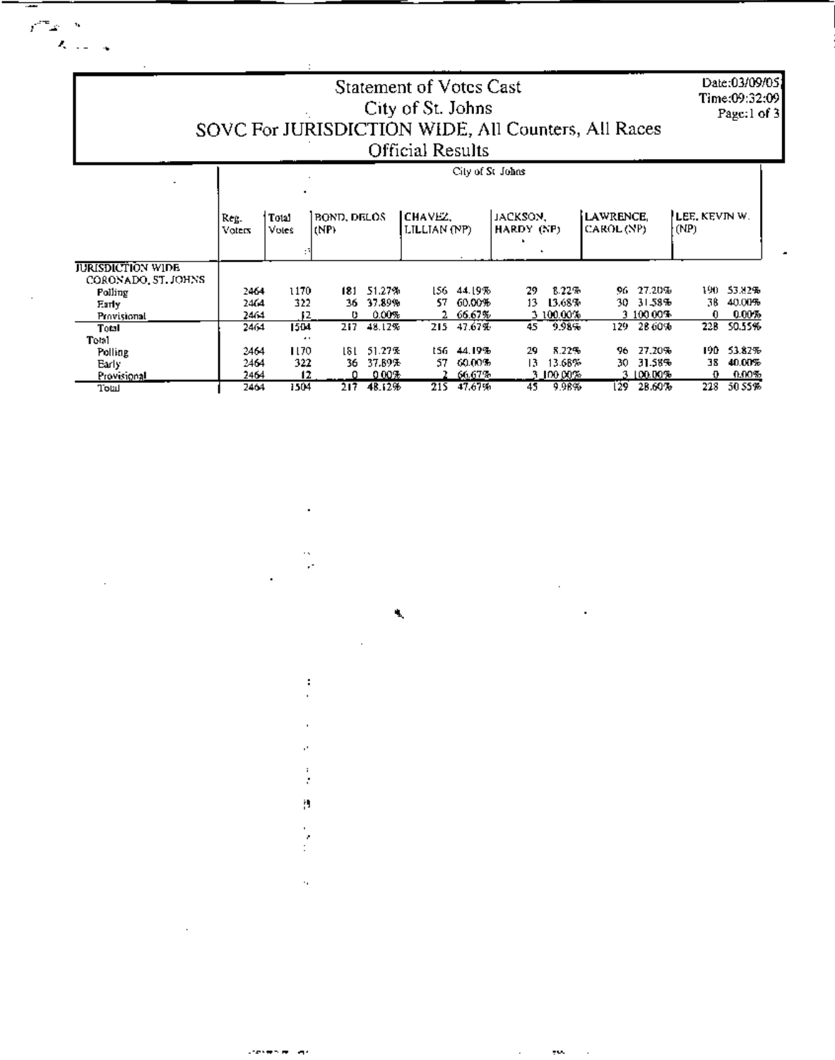# Statement of Votes Cast
## City of St. Johns
## SOVC For JURISDICTION WIDE, All Counters, All Races
## Official Results

Date:03/09/05
Time:09:32:09

| | Reg. Voters | Total Votes | BOND, DELOS (NP) | | CHAVEZ, LILLIAN (NP) | | JACKSON, HARDY (NP) | | LAWRENCE, CAROL (NP) | | LEE, KEVIN W. (NP) | |
|---|---|---|---|---|---|---|---|---|---|---|---|---|
| | | | City of St Johns | | | | | | | | | |
| **JURISDICTION WIDE** | | | | | | | | | | | | |
| CORONADO, ST. JOHNS | | | | | | | | | | | | |
| Polling | 2464 | 1170 | 181 | 51.27% | 156 | 44.19% | 29 | 8.22% | 96 | 27.20% | 190 | 53.82% |
| Early | 2464 | 322 | 36 | 37.89% | 57 | 60.00% | 13 | 13.68% | 30 | 31.58% | 38 | 40.00% |
| Provisional | 2464 | 12 | 0 | 0.00% | 2 | 66.67% | 3 | 100.00% | 3 | 100.00% | 0 | 0.00% |
| Total | 2464 | 1504 | 217 | 48.12% | 215 | 47.67% | 45 | 9.98% | 129 | 28.60% | 228 | 50.55% |
| Total | | | | | | | | | | | | |
| Polling | 2464 | 1170 | 181 | 51.27% | 156 | 44.19% | 29 | 8.22% | 96 | 27.20% | 190 | 53.82% |
| Early | 2464 | 322 | 36 | 37.89% | 57 | 60.00% | 13 | 13.68% | 30 | 31.58% | 38 | 40.00% |
| Provisional | 2464 | 12 | 0 | 0.00% | 2 | 66.67% | 3 | 100.00% | 3 | 100.00% | 0 | 0.00% |
| Total | 2464 | 1504 | 217 | 48.12% | 215 | 47.67% | 45 | 9.98% | 129 | 28.60% | 228 | 50.55% |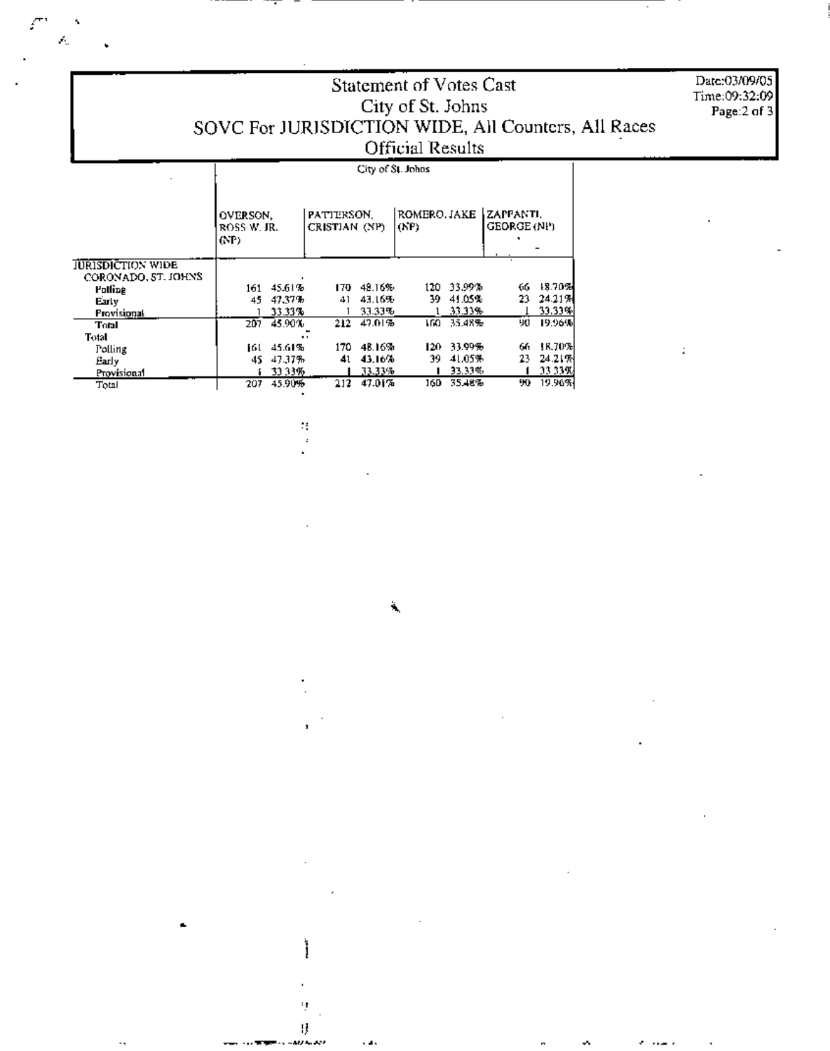# Statement of Votes Cast

## City of St. Johns

## SOVC For JURISDICTION WIDE, All Counters, All Races

## Official Results

Date:03/09/05
Time:09:32:09

| | City of St. Johns | | | | | | | |
|---|---|---|---|---|---|---|---|---|
| | OVERSON, ROSS W. JR. (NP) | | PATTERSON, CRISTIAN (NP) | | ROMERO, JAKE (NP) | | ZAPPANTI, GEORGE (NP) | |
| **JURISDICTION WIDE** | | | | | | | | |
| CORONADO, ST. JOHNS | | | | | | | | |
| Polling | 161 | 45.61% | 170 | 48.16% | 120 | 33.99% | 66 | 18.70% |
| Early | 45 | 47.37% | 41 | 43.16% | 39 | 41.05% | 23 | 24.21% |
| Provisional | 1 | 33.33% | 1 | 33.33% | 1 | 33.33% | 1 | 33.33% |
| Total | 207 | 45.90% | 212 | 47.01% | 160 | 35.48% | 90 | 19.96% |
| **Total** | | | | | | | | |
| Polling | 161 | 45.61% | 170 | 48.16% | 120 | 33.99% | 66 | 18.70% |
| Early | 45 | 47.37% | 41 | 43.16% | 39 | 41.05% | 23 | 24.21% |
| Provisional | 1 | 33.33% | 1 | 33.33% | 1 | 33.33% | 1 | 33.33% |
| Total | 207 | 45.90% | 212 | 47.01% | 160 | 35.48% | 90 | 19.96% |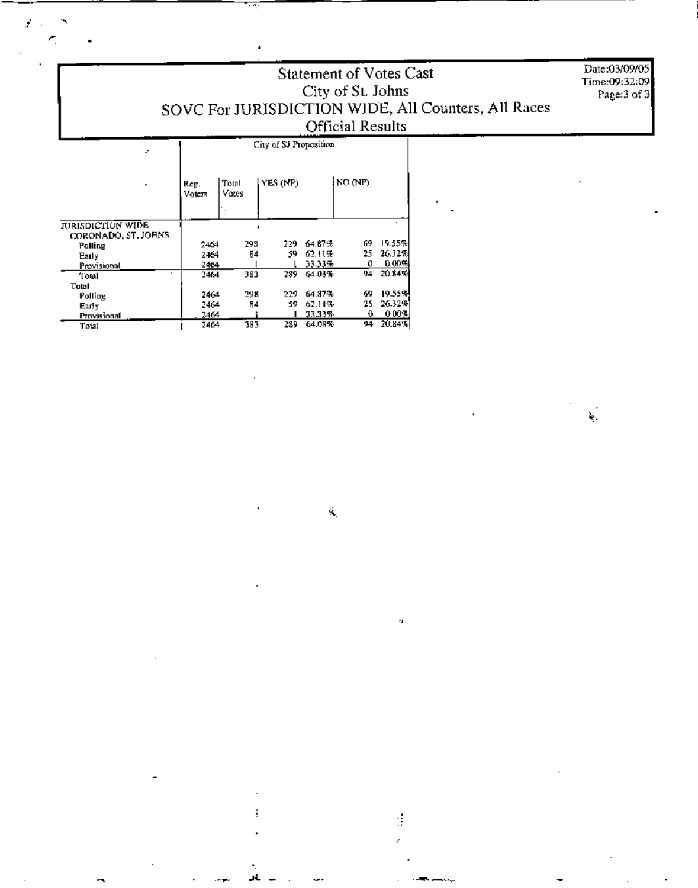# Statement of Votes Cast

## City of St. Johns

## SOVC For JURISDICTION WIDE, All Counters, All Races

## Official Results

Date:03/09/05
Time:09:32:09

| | City of SJ Proposition | | | | | |
|---|---|---|---|---|---|---|
| | Reg. Voters | Total Votes | YES (NP) | | NO (NP) | |
| JURISDICTION WIDE | | | | | | |
| CORONADO, ST. JOHNS | | | | | | |
| Polling | 2464 | 298 | 229 | 64.87% | 69 | 19.55% |
| Early | 2464 | 84 | 59 | 62.11% | 25 | 26.32% |
| Provisional | 2464 | 1 | 1 | 33.33% | 0 | 0.00% |
| Total | 2464 | 383 | 289 | 64.08% | 94 | 20.84% |
| Total | | | | | | |
| Polling | 2464 | 298 | 229 | 64.87% | 69 | 19.55% |
| Early | 2464 | 84 | 59 | 62.11% | 25 | 26.32% |
| Provisional | 2464 | 1 | 1 | 33.33% | 0 | 0.00% |
| Total | 2464 | 383 | 289 | 64.08% | 94 | 20.84% |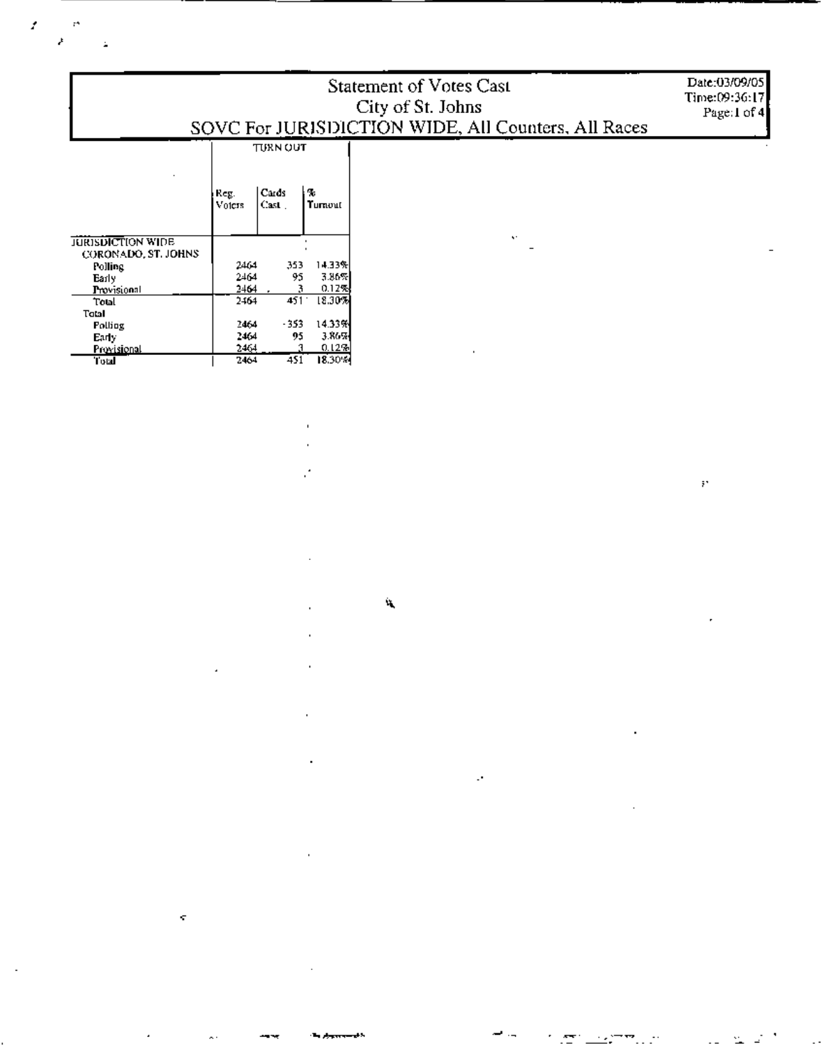# Statement of Votes Cast

## City of St. Johns

### SOVC For JURISDICTION WIDE, All Counters, All Races

Date:03/09/05
Time:09:36:17

| | TURN OUT | | |
|---|---|---|---|
| | Reg. Voters | Cards Cast | % Turnout |
| **JURISDICTION WIDE** | | | |
| CORONADO, ST. JOHNS | | | |
| Polling | 2464 | 353 | 14.33% |
| Early | 2464 | 95 | 3.86% |
| Provisional | 2464 | 3 | 0.12% |
| Total | 2464 | 451 | 18.30% |
| Total | | | |
| Polling | 2464 | 353 | 14.33% |
| Early | 2464 | 95 | 3.86% |
| Provisional | 2464 | 3 | 0.12% |
| Total | 2464 | 451 | 18.30% |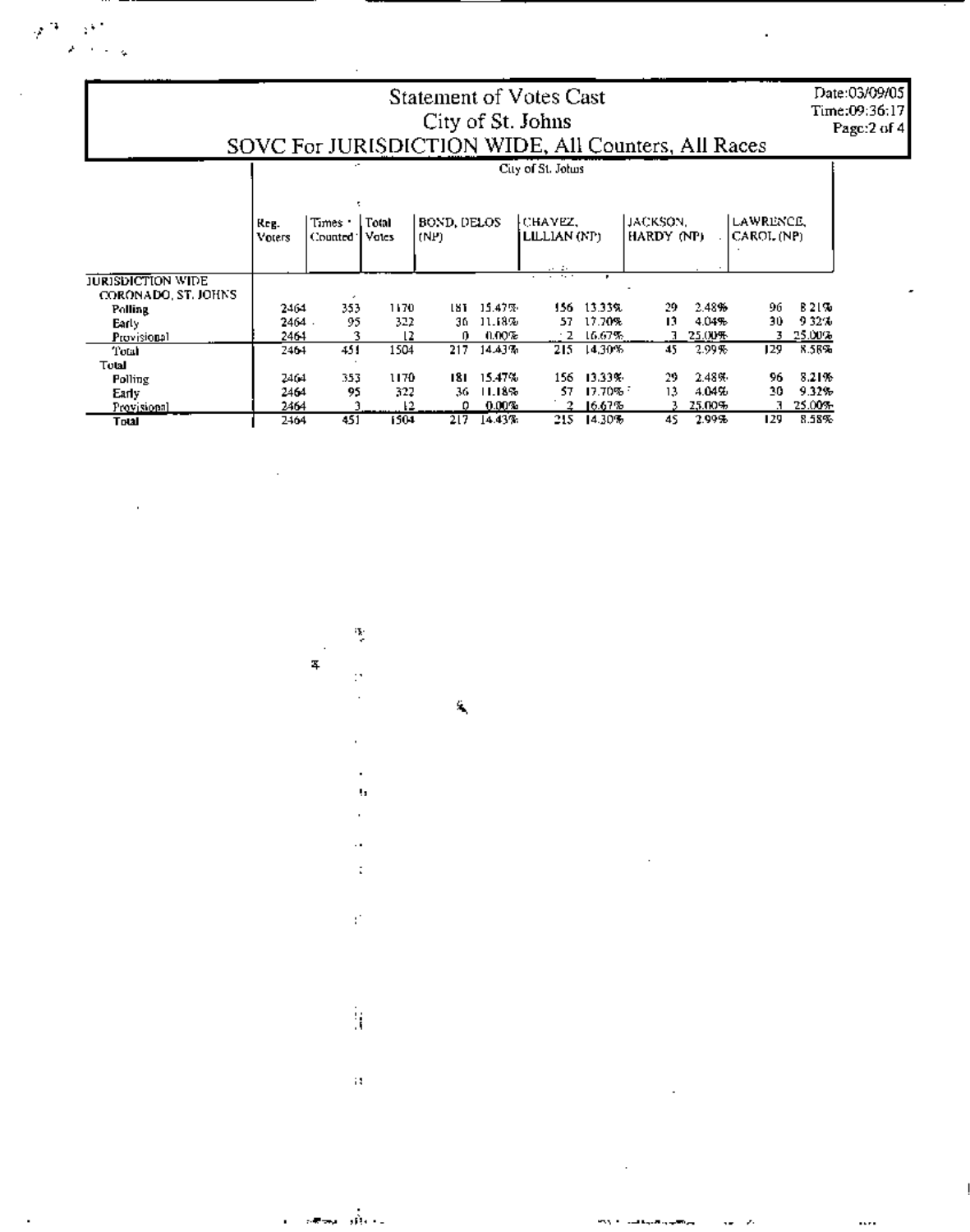# Statement of Votes Cast
## City of St. Johns
### SOVC For JURISDICTION WIDE, All Counters, All Races

Date:03/09/05
Time:09:36:17

| | Reg. Voters | Times Counted | Total Votes | BOND, DELOS (NP) | | CHAVEZ, LILLIAN (NP) | | JACKSON, HARDY (NP) | | LAWRENCE, CAROL (NP) | |
|---|---|---|---|---|---|---|---|---|---|---|---|
| **JURISDICTION WIDE** | | | | | | | | | | | |
| CORONADO, ST. JOHNS | | | | | | | | | | | |
| Polling | 2464 | 353 | 1170 | 181 | 15.47% | 156 | 13.33% | 29 | 2.48% | 96 | 8.21% |
| Early | 2464 | 95 | 322 | 36 | 11.18% | 57 | 17.70% | 13 | 4.04% | 30 | 9.32% |
| Provisional | 2464 | 3 | 12 | 0 | 0.00% | 2 | 16.67% | 3 | 25.00% | 3 | 25.00% |
| Total | 2464 | 451 | 1504 | 217 | 14.43% | 215 | 14.30% | 45 | 2.99% | 129 | 8.58% |
| Total | | | | | | | | | | | |
| Polling | 2464 | 353 | 1170 | 181 | 15.47% | 156 | 13.33% | 29 | 2.48% | 96 | 8.21% |
| Early | 2464 | 95 | 322 | 36 | 11.18% | 57 | 17.70% | 13 | 4.04% | 30 | 9.32% |
| Provisional | 2464 | 3 | 12 | 0 | 0.00% | 2 | 16.67% | 3 | 25.00% | 3 | 25.00% |
| **Total** | 2464 | 451 | 1504 | 217 | 14.43% | 215 | 14.30% | 45 | 2.99% | 129 | 8.58% |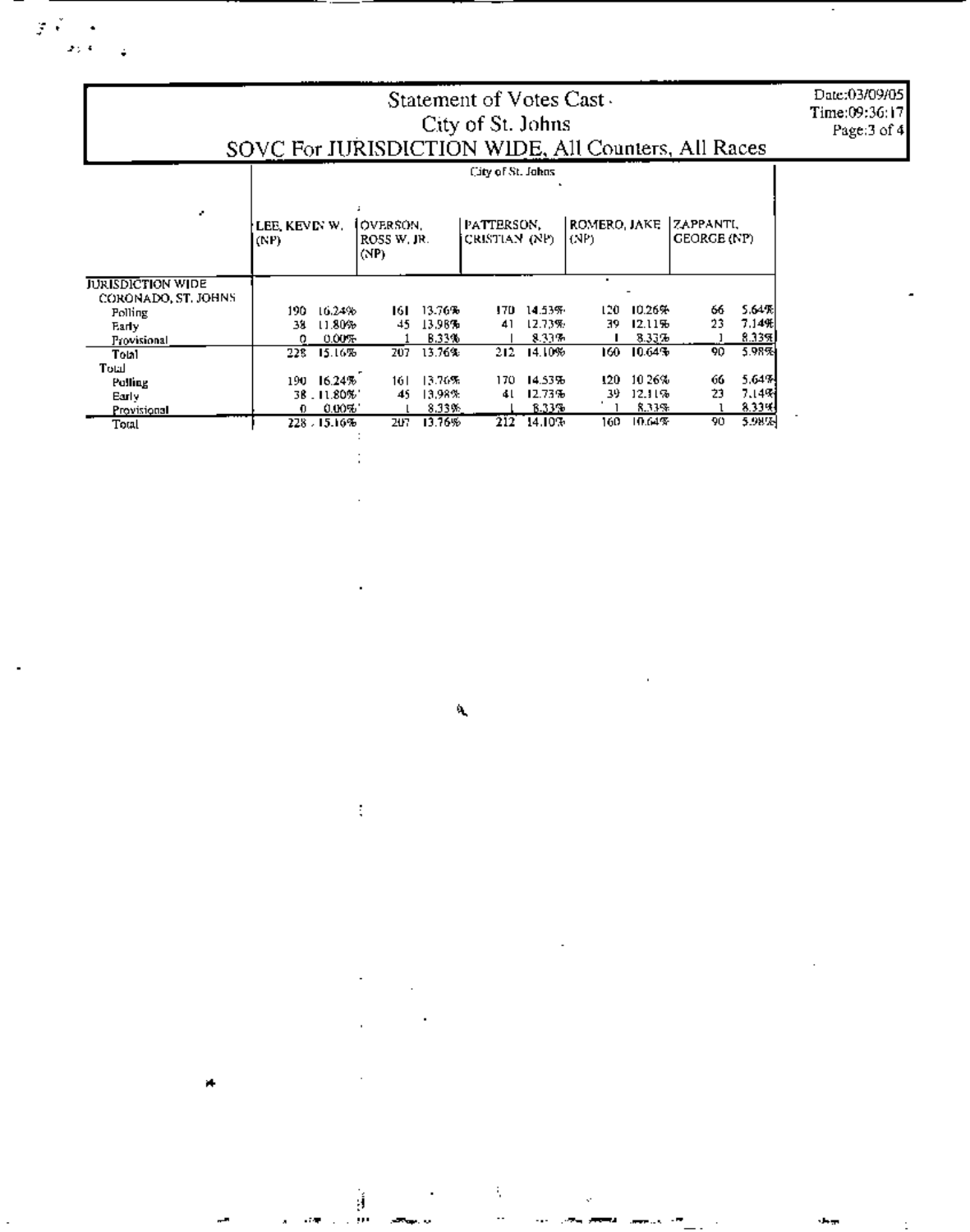# Statement of Votes Cast
## City of St. Johns
## SOVC For JURISDICTION WIDE, All Counters, All Races

Date:03/09/05
Time:09:36:17

| | City of St. Johns | | | | | | | | | |
|---|---|---|---|---|---|---|---|---|---|---|
| | LEE, KEVIN W. (NP) | | OVERSON, ROSS W. JR. (NP) | | PATTERSON, CRISTIAN (NP) | | ROMERO, JAKE (NP) | | ZAPPANTI, GEORGE (NP) | |
| **JURISDICTION WIDE** | | | | | | | | | | |
| CORONADO, ST. JOHNS | | | | | | | | | | |
| Polling | 190 | 16.24% | 161 | 13.76% | 170 | 14.53% | 120 | 10.26% | 66 | 5.64% |
| Early | 38 | 11.80% | 45 | 13.98% | 41 | 12.73% | 39 | 12.11% | 23 | 7.14% |
| Provisional | 0 | 0.00% | 1 | 8.33% | 1 | 8.33% | 1 | 8.33% | 1 | 8.33% |
| Total | 228 | 15.16% | 207 | 13.76% | 212 | 14.10% | 160 | 10.64% | 90 | 5.98% |
| Total | | | | | | | | | | |
| Polling | 190 | 16.24% | 161 | 13.76% | 170 | 14.53% | 120 | 10.26% | 66 | 5.64% |
| Early | 38 | 11.80% | 45 | 13.98% | 41 | 12.73% | 39 | 12.11% | 23 | 7.14% |
| Provisional | 0 | 0.00% | 1 | 8.33% | 1 | 8.33% | 1 | 8.33% | 1 | 8.33% |
| Total | 228 | 15.16% | 207 | 13.76% | 212 | 14.10% | 160 | 10.64% | 90 | 5.98% |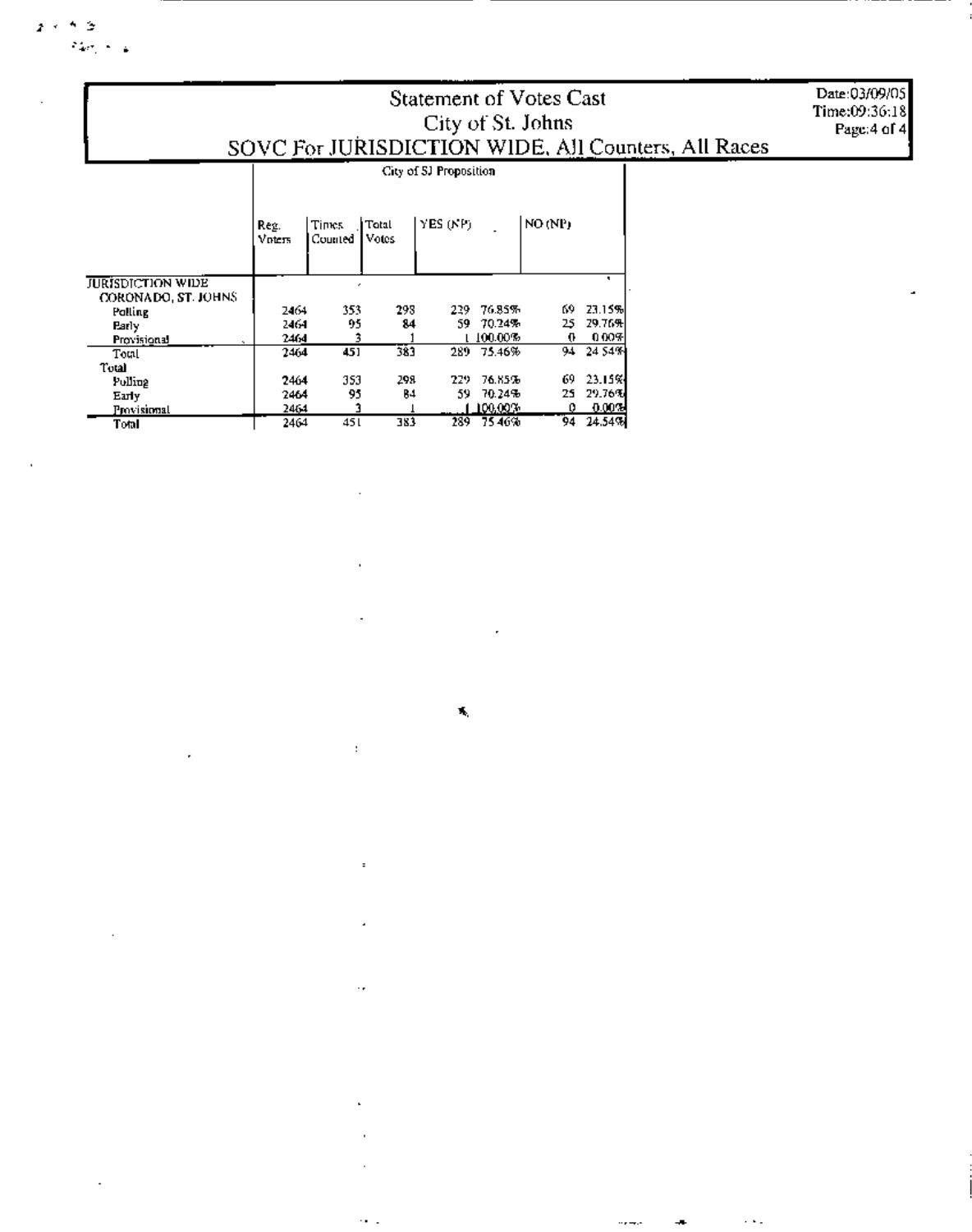# Statement of Votes Cast
## City of St. Johns
## SOVC For JURISDICTION WIDE, All Counters, All Races

Date:03/09/05
Time:09:36:18

| | City of SJ Proposition | | | | | | |
|---|---|---|---|---|---|---|---|
| | Reg. Voters | Times Counted | Total Votes | YES (NP) | | NO (NP) | |
| **JURISDICTION WIDE** | | | | | | | |
| CORONADO, ST. JOHNS | | | | | | | |
| Polling | 2464 | 353 | 298 | 229 | 76.85% | 69 | 23.15% |
| Early | 2464 | 95 | 84 | 59 | 70.24% | 25 | 29.76% |
| Provisional | 2464 | 3 | 1 | 1 | 100.00% | 0 | 0.00% |
| Total | 2464 | 451 | 383 | 289 | 75.46% | 94 | 24.54% |
| Total | | | | | | | |
| Polling | 2464 | 353 | 298 | 229 | 76.85% | 69 | 23.15% |
| Early | 2464 | 95 | 84 | 59 | 70.24% | 25 | 29.76% |
| Provisional | 2464 | 3 | 1 | 1 | 100.00% | 0 | 0.00% |
| Total | 2464 | 451 | 383 | 289 | 75.46% | 94 | 24.54% |